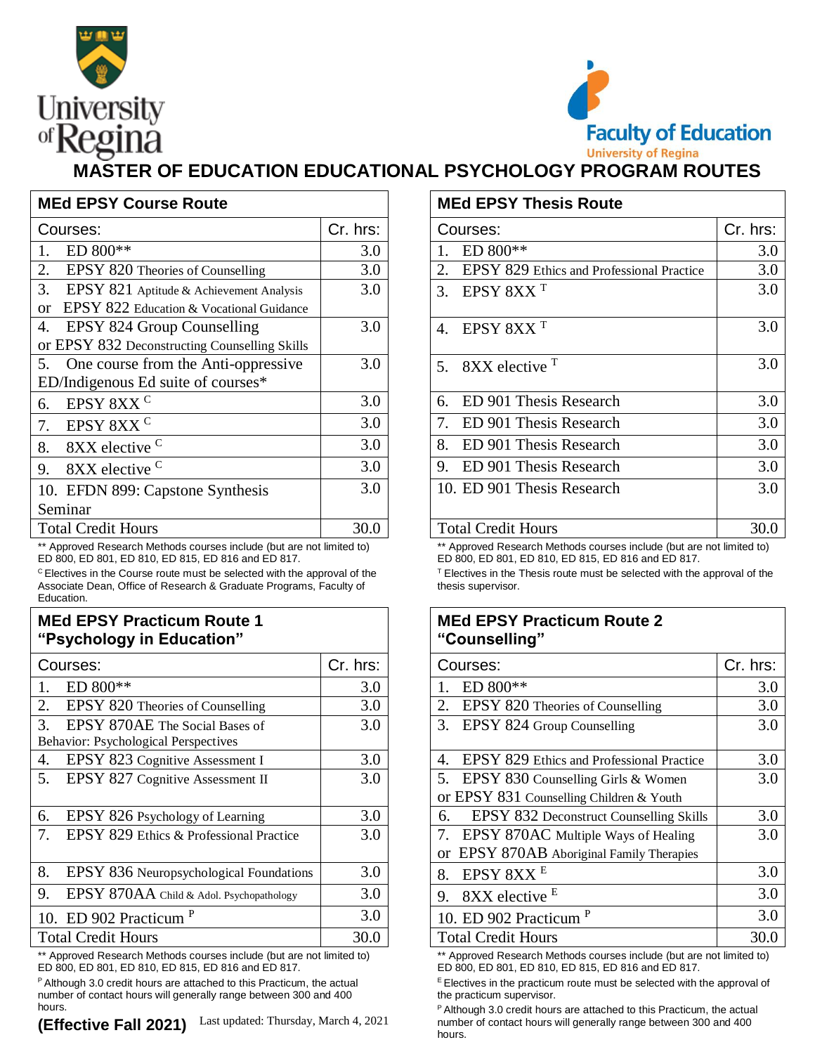University of Regina

Faculty of Education
University of Regina

# MASTER OF EDUCATION EDUCATIONAL PSYCHOLOGY PROGRAM ROUTES

## MEd EPSY Course Route

| Courses: | Cr. hrs: |
|---|---|
| 1. ED 800** | 3.0 |
| 2. EPSY 820 Theories of Counselling | 3.0 |
| 3. EPSY 821 Aptitude & Achievement Analysis or EPSY 822 Education & Vocational Guidance | 3.0 |
| 4. EPSY 824 Group Counselling or EPSY 832 Deconstructing Counselling Skills | 3.0 |
| 5. One course from the Anti-oppressive ED/Indigenous Ed suite of courses* | 3.0 |
| 6. EPSY 8XX [C] | 3.0 |
| 7. EPSY 8XX [C] | 3.0 |
| 8. 8XX elective [C] | 3.0 |
| 9. 8XX elective [C] | 3.0 |
| 10. EFDN 899: Capstone Synthesis Seminar | 3.0 |
| Total Credit Hours | 30.0 |

** Approved Research Methods courses include (but are not limited to) ED 800, ED 801, ED 810, ED 815, ED 816 and ED 817.

[C] Electives in the Course route must be selected with the approval of the Associate Dean, Office of Research & Graduate Programs, Faculty of Education.

## MEd EPSY Thesis Route

| Courses: | Cr. hrs: |
|---|---|
| 1. ED 800** | 3.0 |
| 2. EPSY 829 Ethics and Professional Practice | 3.0 |
| 3. EPSY 8XX [T] | 3.0 |
| 4. EPSY 8XX [T] | 3.0 |
| 5. 8XX elective [T] | 3.0 |
| 6. ED 901 Thesis Research | 3.0 |
| 7. ED 901 Thesis Research | 3.0 |
| 8. ED 901 Thesis Research | 3.0 |
| 9. ED 901 Thesis Research | 3.0 |
| 10. ED 901 Thesis Research | 3.0 |
| Total Credit Hours | 30.0 |

** Approved Research Methods courses include (but are not limited to) ED 800, ED 801, ED 810, ED 815, ED 816 and ED 817.

[T] Electives in the Thesis route must be selected with the approval of the thesis supervisor.

## MEd EPSY Practicum Route 1 "Psychology in Education"

| Courses: | Cr. hrs: |
|---|---|
| 1. ED 800** | 3.0 |
| 2. EPSY 820 Theories of Counselling | 3.0 |
| 3. EPSY 870AE The Social Bases of Behavior: Psychological Perspectives | 3.0 |
| 4. EPSY 823 Cognitive Assessment I | 3.0 |
| 5. EPSY 827 Cognitive Assessment II | 3.0 |
| 6. EPSY 826 Psychology of Learning | 3.0 |
| 7. EPSY 829 Ethics & Professional Practice | 3.0 |
| 8. EPSY 836 Neuropsychological Foundations | 3.0 |
| 9. EPSY 870AA Child & Adol. Psychopathology | 3.0 |
| 10. ED 902 Practicum [P] | 3.0 |
| Total Credit Hours | 30.0 |

** Approved Research Methods courses include (but are not limited to) ED 800, ED 801, ED 810, ED 815, ED 816 and ED 817.

[P] Although 3.0 credit hours are attached to this Practicum, the actual number of contact hours will generally range between 300 and 400 hours.

## MEd EPSY Practicum Route 2 "Counselling"

| Courses: | Cr. hrs: |
|---|---|
| 1. ED 800** | 3.0 |
| 2. EPSY 820 Theories of Counselling | 3.0 |
| 3. EPSY 824 Group Counselling | 3.0 |
| 4. EPSY 829 Ethics and Professional Practice | 3.0 |
| 5. EPSY 830 Counselling Girls & Women or EPSY 831 Counselling Children & Youth | 3.0 |
| 6. EPSY 832 Deconstruct Counselling Skills | 3.0 |
| 7. EPSY 870AC Multiple Ways of Healing or EPSY 870AB Aboriginal Family Therapies | 3.0 |
| 8. EPSY 8XX [E] | 3.0 |
| 9. 8XX elective [E] | 3.0 |
| 10. ED 902 Practicum [P] | 3.0 |
| Total Credit Hours | 30.0 |

** Approved Research Methods courses include (but are not limited to) ED 800, ED 801, ED 810, ED 815, ED 816 and ED 817.

[E] Electives in the practicum route must be selected with the approval of the practicum supervisor.

[P] Although 3.0 credit hours are attached to this Practicum, the actual number of contact hours will generally range between 300 and 400 hours.

**(Effective Fall 2021)** Last updated: Thursday, March 4, 2021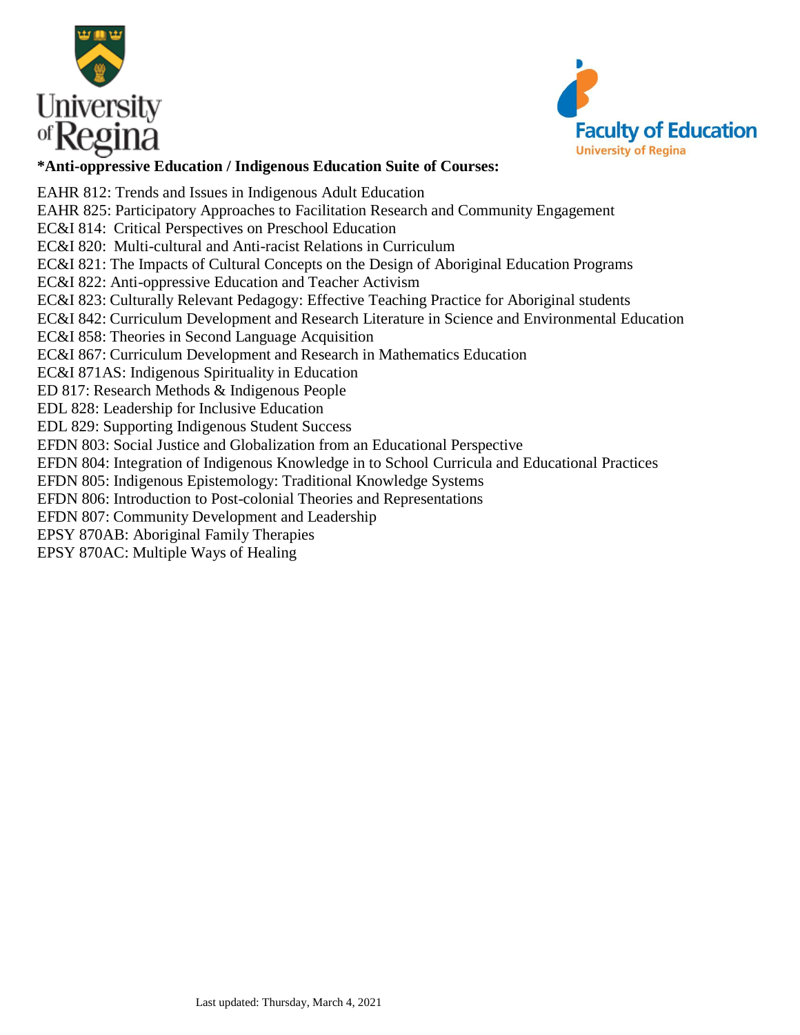**\*Anti-oppressive Education / Indigenous Education Suite of Courses:**

EAHR 812: Trends and Issues in Indigenous Adult Education
EAHR 825: Participatory Approaches to Facilitation Research and Community Engagement
EC&I 814: Critical Perspectives on Preschool Education
EC&I 820: Multi-cultural and Anti-racist Relations in Curriculum
EC&I 821: The Impacts of Cultural Concepts on the Design of Aboriginal Education Programs
EC&I 822: Anti-oppressive Education and Teacher Activism
EC&I 823: Culturally Relevant Pedagogy: Effective Teaching Practice for Aboriginal students
EC&I 842: Curriculum Development and Research Literature in Science and Environmental Education
EC&I 858: Theories in Second Language Acquisition
EC&I 867: Curriculum Development and Research in Mathematics Education
EC&I 871AS: Indigenous Spirituality in Education
ED 817: Research Methods & Indigenous People
EDL 828: Leadership for Inclusive Education
EDL 829: Supporting Indigenous Student Success
EFDN 803: Social Justice and Globalization from an Educational Perspective
EFDN 804: Integration of Indigenous Knowledge in to School Curricula and Educational Practices
EFDN 805: Indigenous Epistemology: Traditional Knowledge Systems
EFDN 806: Introduction to Post-colonial Theories and Representations
EFDN 807: Community Development and Leadership
EPSY 870AB: Aboriginal Family Therapies
EPSY 870AC: Multiple Ways of Healing

Last updated: Thursday, March 4, 2021